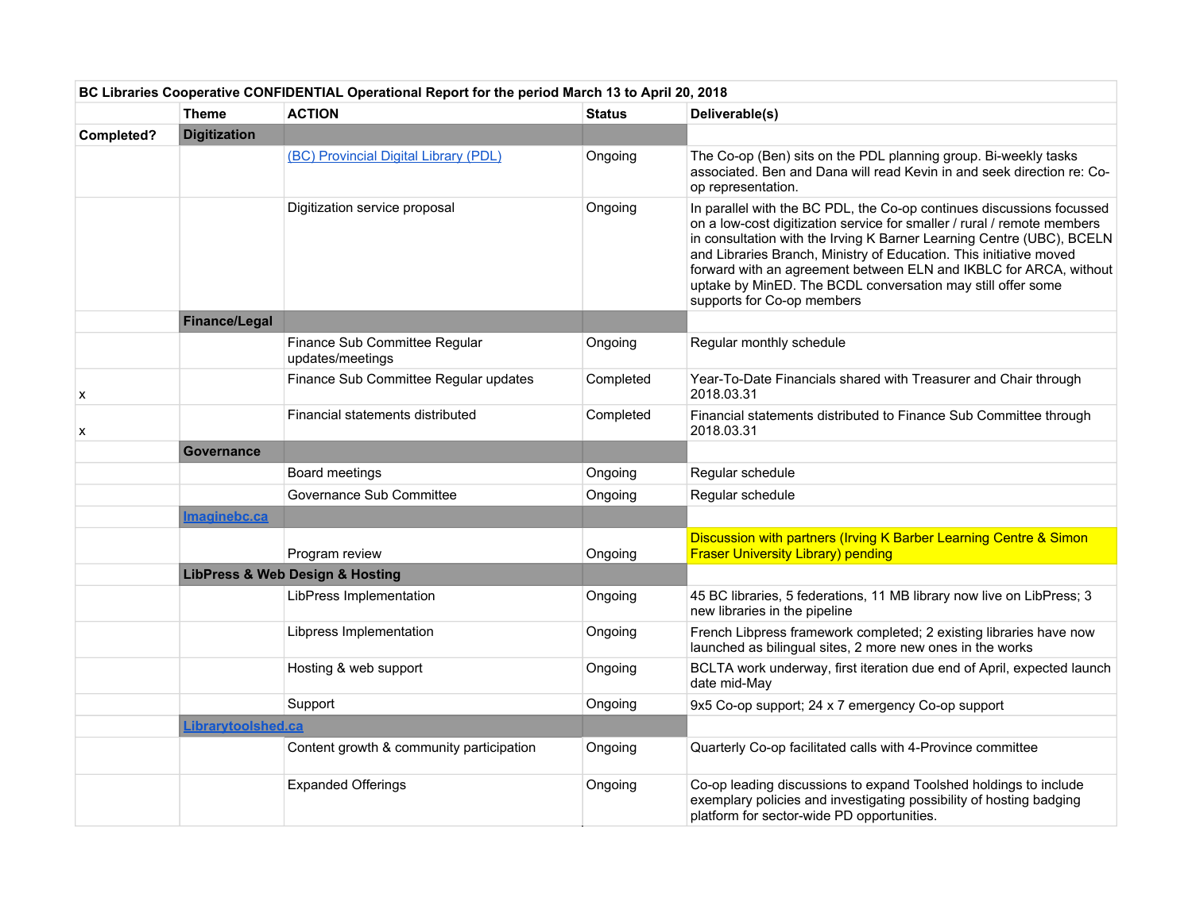| BC Libraries Cooperative CONFIDENTIAL Operational Report for the period March 13 to April 20, 2018 | | | | |
|---|---|---|---|---|
| | **Theme** | **ACTION** | **Status** | **Deliverable(s)** |
| **Completed?** | **Digitization** | | | |
| | | [(BC) Provincial Digital Library (PDL)]() | Ongoing | The Co-op (Ben) sits on the PDL planning group. Bi-weekly tasks associated. Ben and Dana will read Kevin in and seek direction re: Co-op representation. |
| | | Digitization service proposal | Ongoing | In parallel with the BC PDL, the Co-op continues discussions focussed on a low-cost digitization service for smaller / rural / remote members in consultation with the Irving K Barner Learning Centre (UBC), BCELN and Libraries Branch, Ministry of Education. This initiative moved forward with an agreement between ELN and IKBLC for ARCA, without uptake by MinED. The BCDL conversation may still offer some supports for Co-op members |
| | **Finance/Legal** | | | |
| | | Finance Sub Committee Regular updates/meetings | Ongoing | Regular monthly schedule |
| x | | Finance Sub Committee Regular updates | Completed | Year-To-Date Financials shared with Treasurer and Chair through 2018.03.31 |
| x | | Financial statements distributed | Completed | Financial statements distributed to Finance Sub Committee through 2018.03.31 |
| | **Governance** | | | |
| | | Board meetings | Ongoing | Regular schedule |
| | | Governance Sub Committee | Ongoing | Regular schedule |
| | **[Imaginebc.ca]()** | | | |
| | | Program review | Ongoing | Discussion with partners (Irving K Barber Learning Centre & Simon Fraser University Library) pending |
| | **LibPress & Web Design & Hosting** | | | |
| | | LibPress Implementation | Ongoing | 45 BC libraries, 5 federations, 11 MB library now live on LibPress; 3 new libraries in the pipeline |
| | | Libpress Implementation | Ongoing | French Libpress framework completed; 2 existing libraries have now launched as bilingual sites, 2 more new ones in the works |
| | | Hosting & web support | Ongoing | BCLTA work underway, first iteration due end of April, expected launch date mid-May |
| | | Support | Ongoing | 9x5 Co-op support; 24 x 7 emergency Co-op support |
| | **[Librarytoolshed.ca]()** | | | |
| | | Content growth & community participation | Ongoing | Quarterly Co-op facilitated calls with 4-Province committee |
| | | Expanded Offerings | Ongoing | Co-op leading discussions to expand Toolshed holdings to include exemplary policies and investigating possibility of hosting badging platform for sector-wide PD opportunities. |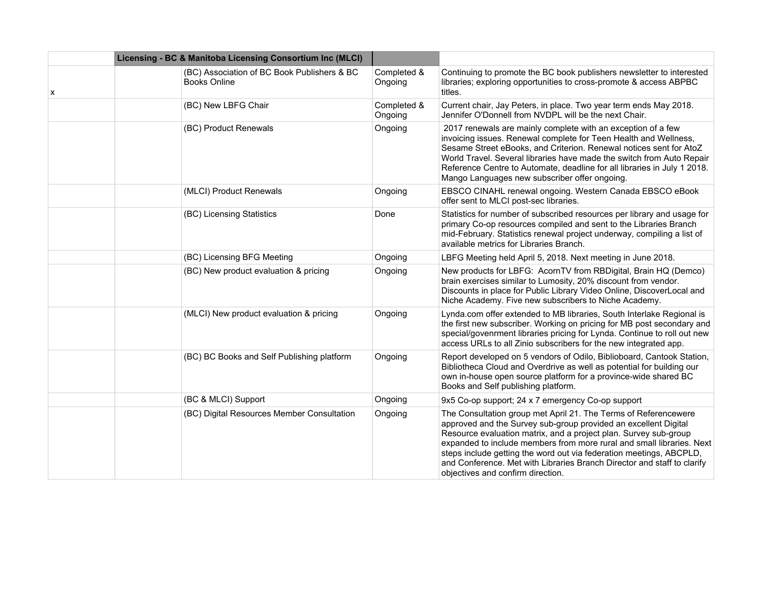| | Licensing - BC & Manitoba Licensing Consortium Inc (MLCI) | | | |
|---|---|---|---|---|
| x | | (BC) Association of BC Book Publishers & BC Books Online | Completed & Ongoing | Continuing to promote the BC book publishers newsletter to interested libraries; exploring opportunities to cross-promote & access ABPBC titles. |
| | | (BC) New LBFG Chair | Completed & Ongoing | Current chair, Jay Peters, in place. Two year term ends May 2018. Jennifer O'Donnell from NVDPL will be the next Chair. |
| | | (BC) Product Renewals | Ongoing | 2017 renewals are mainly complete with an exception of a few invoicing issues. Renewal complete for Teen Health and Wellness, Sesame Street eBooks, and Criterion. Renewal notices sent for AtoZ World Travel. Several libraries have made the switch from Auto Repair Reference Centre to Automate, deadline for all libraries in July 1 2018. Mango Languages new subscriber offer ongoing. |
| | | (MLCI) Product Renewals | Ongoing | EBSCO CINAHL renewal ongoing. Western Canada EBSCO eBook offer sent to MLCI post-sec libraries. |
| | | (BC) Licensing Statistics | Done | Statistics for number of subscribed resources per library and usage for primary Co-op resources compiled and sent to the Libraries Branch mid-February. Statistics renewal project underway, compiling a list of available metrics for Libraries Branch. |
| | | (BC) Licensing BFG Meeting | Ongoing | LBFG Meeting held April 5, 2018. Next meeting in June 2018. |
| | | (BC) New product evaluation & pricing | Ongoing | New products for LBFG: AcornTV from RBDigital, Brain HQ (Demco) brain exercises similar to Lumosity, 20% discount from vendor. Discounts in place for Public Library Video Online, DiscoverLocal and Niche Academy. Five new subscribers to Niche Academy. |
| | | (MLCI) New product evaluation & pricing | Ongoing | Lynda.com offer extended to MB libraries, South Interlake Regional is the first new subscriber. Working on pricing for MB post secondary and special/govenrment libraries pricing for Lynda. Continue to roll out new access URLs to all Zinio subscribers for the new integrated app. |
| | | (BC) BC Books and Self Publishing platform | Ongoing | Report developed on 5 vendors of Odilo, Biblioboard, Cantook Station, Bibliotheca Cloud and Overdrive as well as potential for building our own in-house open source platform for a province-wide shared BC Books and Self publishing platform. |
| | | (BC & MLCI) Support | Ongoing | 9x5 Co-op support; 24 x 7 emergency Co-op support |
| | | (BC) Digital Resources Member Consultation | Ongoing | The Consultation group met April 21. The Terms of Referencewere approved and the Survey sub-group provided an excellent Digital Resource evaluation matrix, and a project plan. Survey sub-group expanded to include members from more rural and small libraries. Next steps include getting the word out via federation meetings, ABCPLD, and Conference. Met with Libraries Branch Director and staff to clarify objectives and confirm direction. |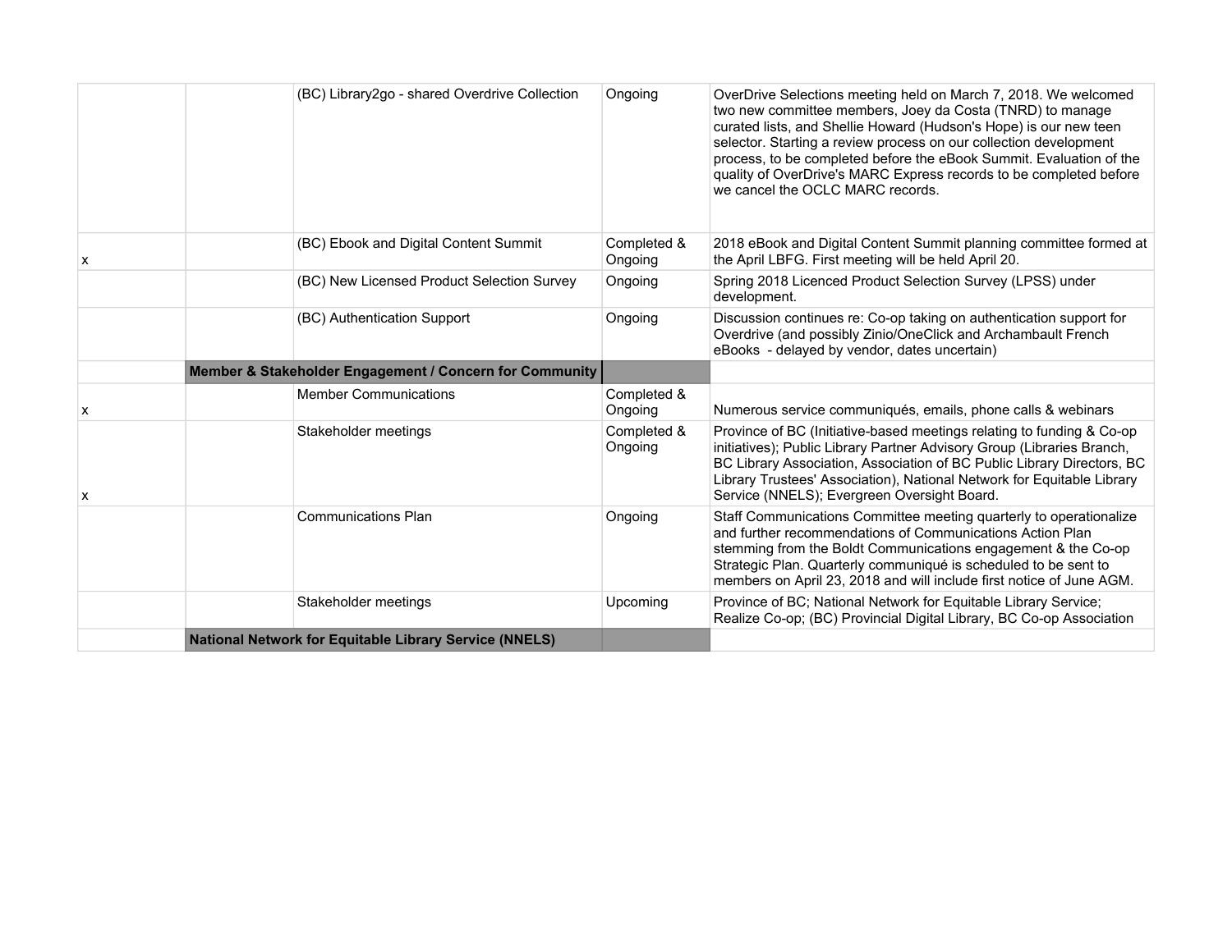| | | | | |
|---|---|---|---|---|
| | | (BC) Library2go - shared Overdrive Collection | Ongoing | OverDrive Selections meeting held on March 7, 2018. We welcomed two new committee members, Joey da Costa (TNRD) to manage curated lists, and Shellie Howard (Hudson's Hope) is our new teen selector. Starting a review process on our collection development process, to be completed before the eBook Summit. Evaluation of the quality of OverDrive's MARC Express records to be completed before we cancel the OCLC MARC records. |
| x | | (BC) Ebook and Digital Content Summit | Completed & Ongoing | 2018 eBook and Digital Content Summit planning committee formed at the April LBFG. First meeting will be held April 20. |
| | | (BC) New Licensed Product Selection Survey | Ongoing | Spring 2018 Licenced Product Selection Survey (LPSS) under development. |
| | | (BC) Authentication Support | Ongoing | Discussion continues re: Co-op taking on authentication support for Overdrive (and possibly Zinio/OneClick and Archambault French eBooks - delayed by vendor, dates uncertain) |
| | **Member & Stakeholder Engagement / Concern for Community** | | | |
| x | | Member Communications | Completed & Ongoing | Numerous service communiqués, emails, phone calls & webinars |
| x | | Stakeholder meetings | Completed & Ongoing | Province of BC (Initiative-based meetings relating to funding & Co-op initiatives); Public Library Partner Advisory Group (Libraries Branch, BC Library Association, Association of BC Public Library Directors, BC Library Trustees' Association), National Network for Equitable Library Service (NNELS); Evergreen Oversight Board. |
| | | Communications Plan | Ongoing | Staff Communications Committee meeting quarterly to operationalize and further recommendations of Communications Action Plan stemming from the Boldt Communications engagement & the Co-op Strategic Plan. Quarterly communiqué is scheduled to be sent to members on April 23, 2018 and will include first notice of June AGM. |
| | | Stakeholder meetings | Upcoming | Province of BC; National Network for Equitable Library Service; Realize Co-op; (BC) Provincial Digital Library, BC Co-op Association |
| | **National Network for Equitable Library Service (NNELS)** | | | |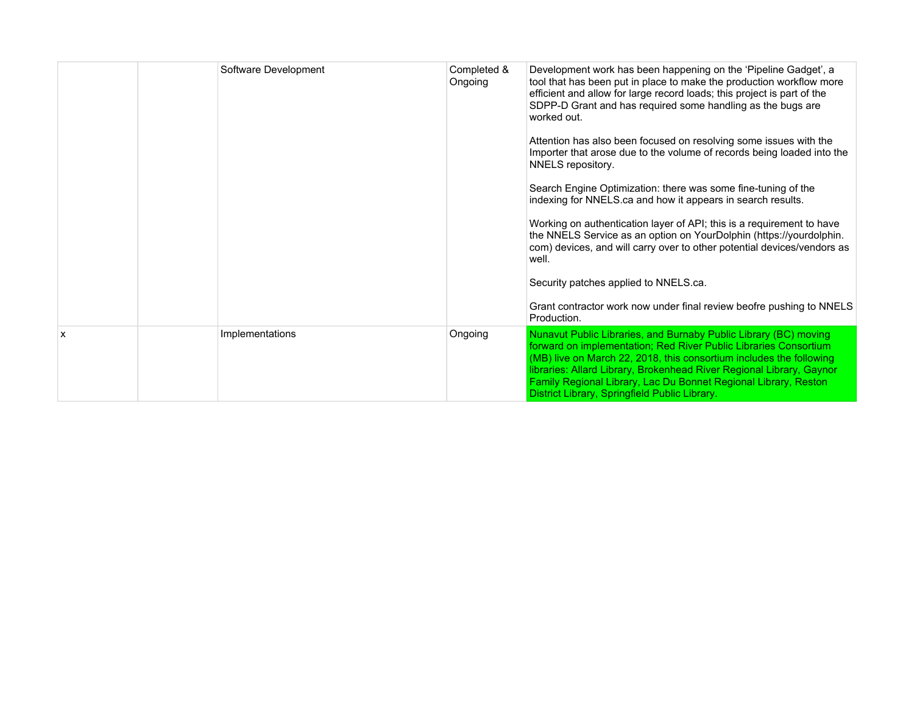| | | | | |
|---|---|---|---|---|
| | | Software Development | Completed & Ongoing | Development work has been happening on the 'Pipeline Gadget', a tool that has been put in place to make the production workflow more efficient and allow for large record loads; this project is part of the SDPP-D Grant and has required some handling as the bugs are worked out.<br><br>Attention has also been focused on resolving some issues with the Importer that arose due to the volume of records being loaded into the NNELS repository.<br><br>Search Engine Optimization: there was some fine-tuning of the indexing for NNELS.ca and how it appears in search results.<br><br>Working on authentication layer of API; this is a requirement to have the NNELS Service as an option on YourDolphin (https://yourdolphin.com) devices, and will carry over to other potential devices/vendors as well.<br><br>Security patches applied to NNELS.ca.<br><br>Grant contractor work now under final review beofre pushing to NNELS Production. |
| x | | Implementations | Ongoing | Nunavut Public Libraries, and Burnaby Public Library (BC) moving forward on implementation; Red River Public Libraries Consortium (MB) live on March 22, 2018, this consortium includes the following libraries: Allard Library, Brokenhead River Regional Library, Gaynor Family Regional Library, Lac Du Bonnet Regional Library, Reston District Library, Springfield Public Library. |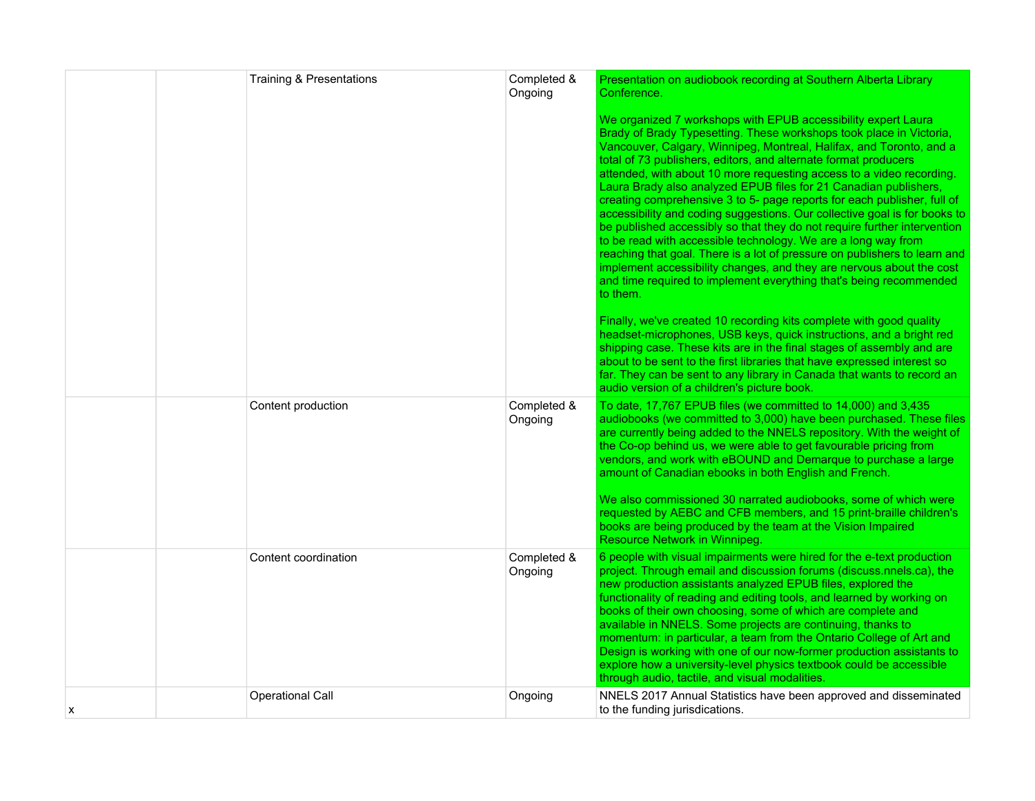| | | | | |
|---|---|---|---|---|
| | | Training & Presentations | Completed & Ongoing | Presentation on audiobook recording at Southern Alberta Library Conference.<br><br>We organized 7 workshops with EPUB accessibility expert Laura Brady of Brady Typesetting. These workshops took place in Victoria, Vancouver, Calgary, Winnipeg, Montreal, Halifax, and Toronto, and a total of 73 publishers, editors, and alternate format producers attended, with about 10 more requesting access to a video recording. Laura Brady also analyzed EPUB files for 21 Canadian publishers, creating comprehensive 3 to 5- page reports for each publisher, full of accessibility and coding suggestions. Our collective goal is for books to be published accessibly so that they do not require further intervention to be read with accessible technology. We are a long way from reaching that goal. There is a lot of pressure on publishers to learn and implement accessibility changes, and they are nervous about the cost and time required to implement everything that's being recommended to them.<br><br>Finally, we've created 10 recording kits complete with good quality headset-microphones, USB keys, quick instructions, and a bright red shipping case. These kits are in the final stages of assembly and are about to be sent to the first libraries that have expressed interest so far. They can be sent to any library in Canada that wants to record an audio version of a children's picture book. |
| | | Content production | Completed & Ongoing | To date, 17,767 EPUB files (we committed to 14,000) and 3,435 audiobooks (we committed to 3,000) have been purchased. These files are currently being added to the NNELS repository. With the weight of the Co-op behind us, we were able to get favourable pricing from vendors, and work with eBOUND and Demarque to purchase a large amount of Canadian ebooks in both English and French.<br><br>We also commissioned 30 narrated audiobooks, some of which were requested by AEBC and CFB members, and 15 print-braille children's books are being produced by the team at the Vision Impaired Resource Network in Winnipeg. |
| | | Content coordination | Completed & Ongoing | 6 people with visual impairments were hired for the e-text production project. Through email and discussion forums (discuss.nnels.ca), the new production assistants analyzed EPUB files, explored the functionality of reading and editing tools, and learned by working on books of their own choosing, some of which are complete and available in NNELS. Some projects are continuing, thanks to momentum: in particular, a team from the Ontario College of Art and Design is working with one of our now-former production assistants to explore how a university-level physics textbook could be accessible through audio, tactile, and visual modalities. |
| x | | Operational Call | Ongoing | NNELS 2017 Annual Statistics have been approved and disseminated to the funding jurisdications. |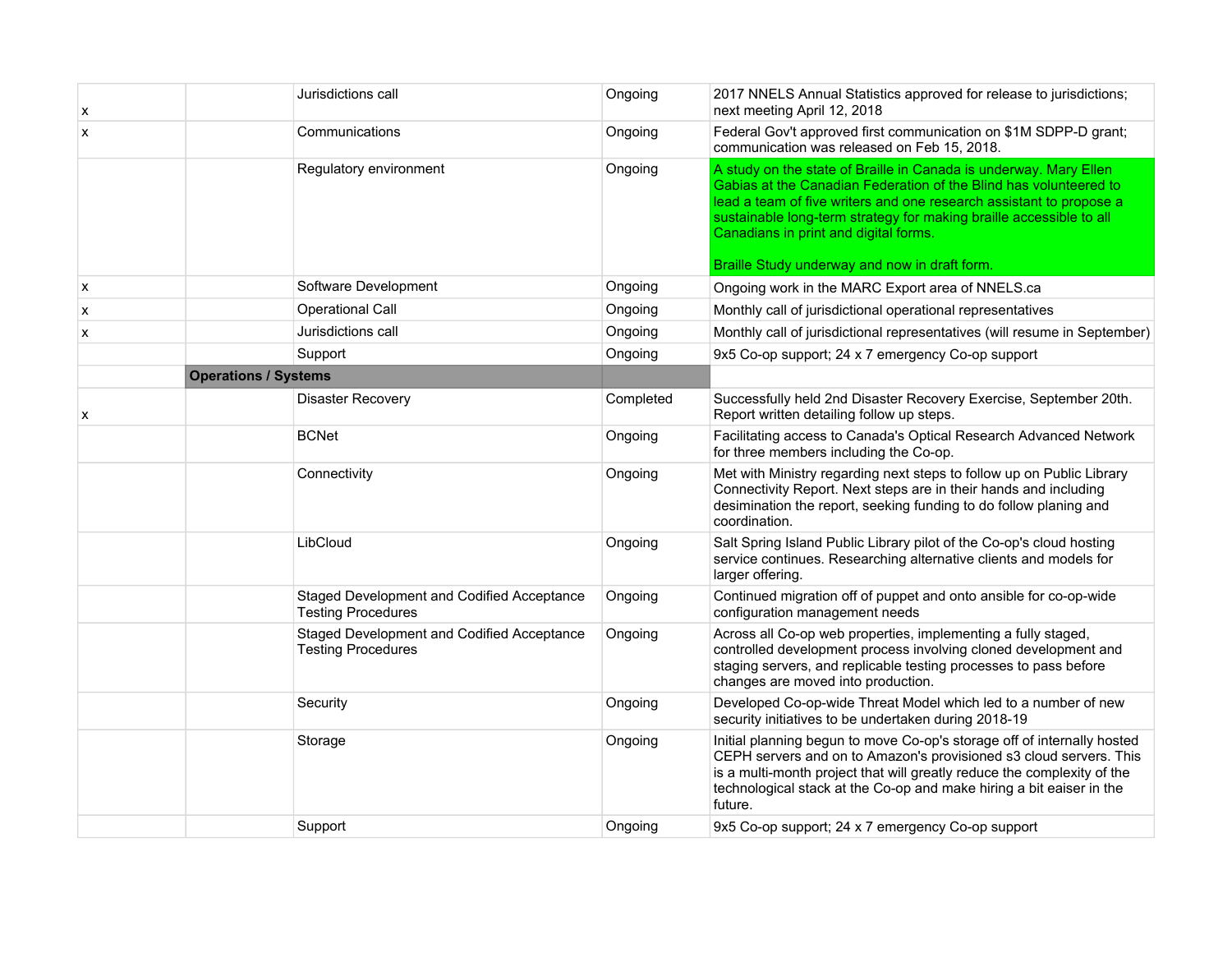| | | | | |
|---|---|---|---|---|
| x | | Jurisdictions call | Ongoing | 2017 NNELS Annual Statistics approved for release to jurisdictions; next meeting April 12, 2018 |
| x | | Communications | Ongoing | Federal Gov't approved first communication on $1M SDPP-D grant; communication was released on Feb 15, 2018. |
| | | Regulatory environment | Ongoing | A study on the state of Braille in Canada is underway. Mary Ellen Gabias at the Canadian Federation of the Blind has volunteered to lead a team of five writers and one research assistant to propose a sustainable long-term strategy for making braille accessible to all Canadians in print and digital forms.<br><br>Braille Study underway and now in draft form. |
| x | | Software Development | Ongoing | Ongoing work in the MARC Export area of NNELS.ca |
| x | | Operational Call | Ongoing | Monthly call of jurisdictional operational representatives |
| x | | Jurisdictions call | Ongoing | Monthly call of jurisdictional representatives (will resume in September) |
| | | Support | Ongoing | 9x5 Co-op support; 24 x 7 emergency Co-op support |
| | **Operations / Systems** | | | |
| x | | Disaster Recovery | Completed | Successfully held 2nd Disaster Recovery Exercise, September 20th. Report written detailing follow up steps. |
| | | BCNet | Ongoing | Facilitating access to Canada's Optical Research Advanced Network for three members including the Co-op. |
| | | Connectivity | Ongoing | Met with Ministry regarding next steps to follow up on Public Library Connectivity Report. Next steps are in their hands and including desimination the report, seeking funding to do follow planing and coordination. |
| | | LibCloud | Ongoing | Salt Spring Island Public Library pilot of the Co-op's cloud hosting service continues. Researching alternative clients and models for larger offering. |
| | | Staged Development and Codified Acceptance Testing Procedures | Ongoing | Continued migration off of puppet and onto ansible for co-op-wide configuration management needs |
| | | Staged Development and Codified Acceptance Testing Procedures | Ongoing | Across all Co-op web properties, implementing a fully staged, controlled development process involving cloned development and staging servers, and replicable testing processes to pass before changes are moved into production. |
| | | Security | Ongoing | Developed Co-op-wide Threat Model which led to a number of new security initiatives to be undertaken during 2018-19 |
| | | Storage | Ongoing | Initial planning begun to move Co-op's storage off of internally hosted CEPH servers and on to Amazon's provisioned s3 cloud servers. This is a multi-month project that will greatly reduce the complexity of the technological stack at the Co-op and make hiring a bit eaiser in the future. |
| | | Support | Ongoing | 9x5 Co-op support; 24 x 7 emergency Co-op support |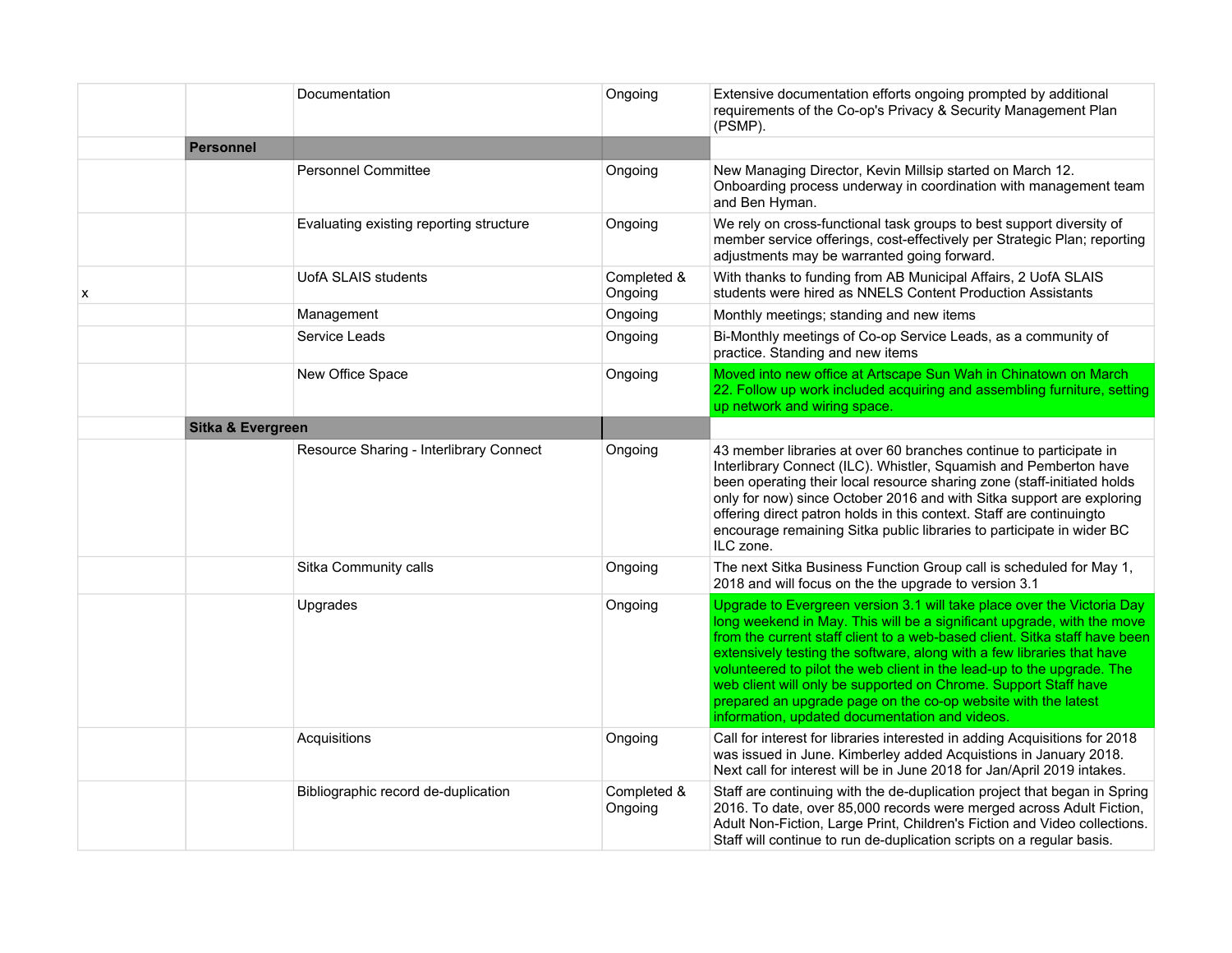| | | | | |
|---|---|---|---|---|
| | | Documentation | Ongoing | Extensive documentation efforts ongoing prompted by additional requirements of the Co-op's Privacy & Security Management Plan (PSMP). |
| | **Personnel** | | | |
| | | Personnel Committee | Ongoing | New Managing Director, Kevin Millsip started on March 12. Onboarding process underway in coordination with management team and Ben Hyman. |
| | | Evaluating existing reporting structure | Ongoing | We rely on cross-functional task groups to best support diversity of member service offerings, cost-effectively per Strategic Plan; reporting adjustments may be warranted going forward. |
| x | | UofA SLAIS students | Completed & Ongoing | With thanks to funding from AB Municipal Affairs, 2 UofA SLAIS students were hired as NNELS Content Production Assistants |
| | | Management | Ongoing | Monthly meetings; standing and new items |
| | | Service Leads | Ongoing | Bi-Monthly meetings of Co-op Service Leads, as a community of practice. Standing and new items |
| | | New Office Space | Ongoing | Moved into new office at Artscape Sun Wah in Chinatown on March 22. Follow up work included acquiring and assembling furniture, setting up network and wiring space. |
| | **Sitka & Evergreen** | | | |
| | | Resource Sharing - Interlibrary Connect | Ongoing | 43 member libraries at over 60 branches continue to participate in Interlibrary Connect (ILC). Whistler, Squamish and Pemberton have been operating their local resource sharing zone (staff-initiated holds only for now) since October 2016 and with Sitka support are exploring offering direct patron holds in this context. Staff are continuingto encourage remaining Sitka public libraries to participate in wider BC ILC zone. |
| | | Sitka Community calls | Ongoing | The next Sitka Business Function Group call is scheduled for May 1, 2018 and will focus on the the upgrade to version 3.1 |
| | | Upgrades | Ongoing | Upgrade to Evergreen version 3.1 will take place over the Victoria Day long weekend in May. This will be a significant upgrade, with the move from the current staff client to a web-based client. Sitka staff have been extensively testing the software, along with a few libraries that have volunteered to pilot the web client in the lead-up to the upgrade. The web client will only be supported on Chrome. Support Staff have prepared an upgrade page on the co-op website with the latest information, updated documentation and videos. |
| | | Acquisitions | Ongoing | Call for interest for libraries interested in adding Acquisitions for 2018 was issued in June. Kimberley added Acquistions in January 2018. Next call for interest will be in June 2018 for Jan/April 2019 intakes. |
| | | Bibliographic record de-duplication | Completed & Ongoing | Staff are continuing with the de-duplication project that began in Spring 2016. To date, over 85,000 records were merged across Adult Fiction, Adult Non-Fiction, Large Print, Children's Fiction and Video collections. Staff will continue to run de-duplication scripts on a regular basis. |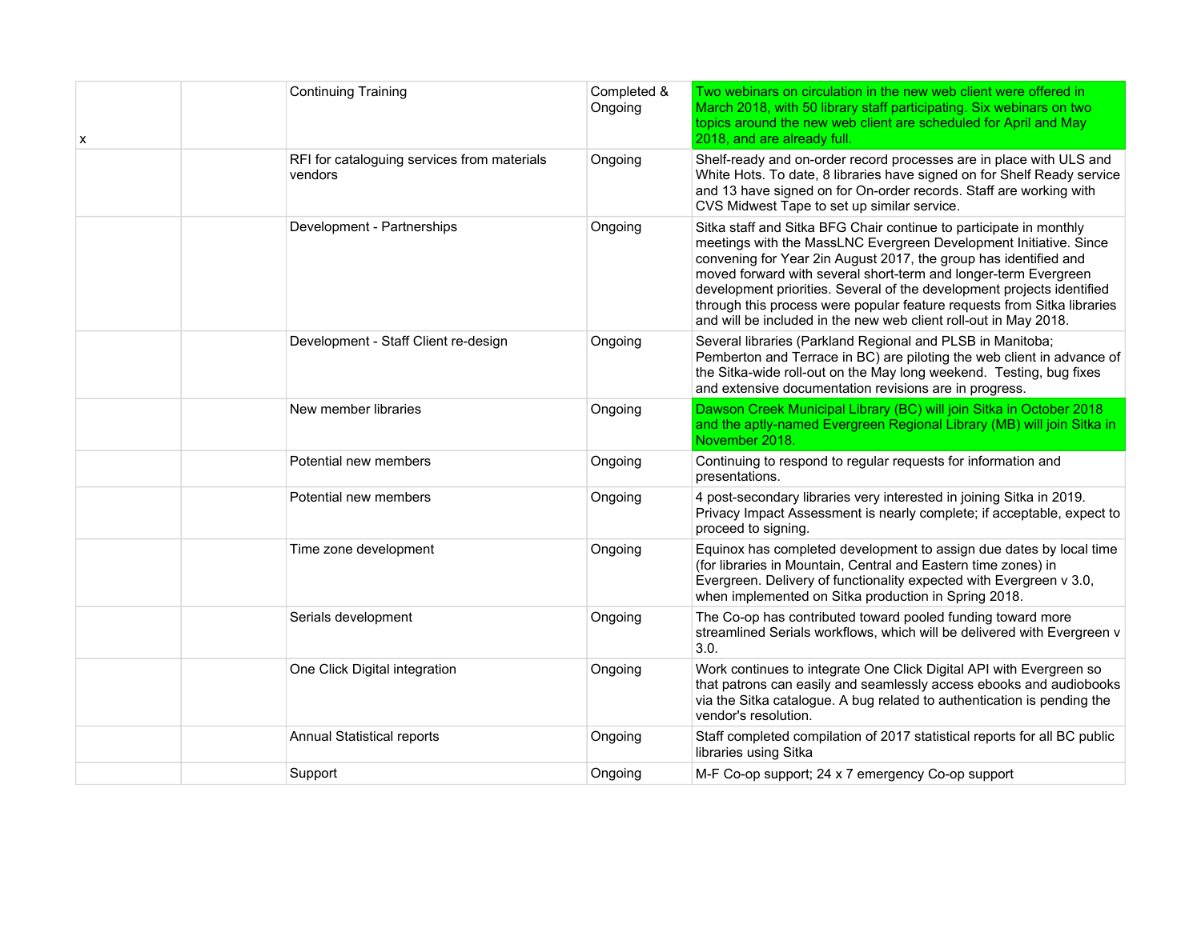| | | | | |
|---|---|---|---|---|
| x | | Continuing Training | Completed & Ongoing | Two webinars on circulation in the new web client were offered in March 2018, with 50 library staff participating. Six webinars on two topics around the new web client are scheduled for April and May 2018, and are already full. |
| | | RFI for cataloguing services from materials vendors | Ongoing | Shelf-ready and on-order record processes are in place with ULS and White Hots. To date, 8 libraries have signed on for Shelf Ready service and 13 have signed on for On-order records. Staff are working with CVS Midwest Tape to set up similar service. |
| | | Development - Partnerships | Ongoing | Sitka staff and Sitka BFG Chair continue to participate in monthly meetings with the MassLNC Evergreen Development Initiative. Since convening for Year 2in August 2017, the group has identified and moved forward with several short-term and longer-term Evergreen development priorities. Several of the development projects identified through this process were popular feature requests from Sitka libraries and will be included in the new web client roll-out in May 2018. |
| | | Development - Staff Client re-design | Ongoing | Several libraries (Parkland Regional and PLSB in Manitoba; Pemberton and Terrace in BC) are piloting the web client in advance of the Sitka-wide roll-out on the May long weekend. Testing, bug fixes and extensive documentation revisions are in progress. |
| | | New member libraries | Ongoing | Dawson Creek Municipal Library (BC) will join Sitka in October 2018 and the aptly-named Evergreen Regional Library (MB) will join Sitka in November 2018. |
| | | Potential new members | Ongoing | Continuing to respond to regular requests for information and presentations. |
| | | Potential new members | Ongoing | 4 post-secondary libraries very interested in joining Sitka in 2019. Privacy Impact Assessment is nearly complete; if acceptable, expect to proceed to signing. |
| | | Time zone development | Ongoing | Equinox has completed development to assign due dates by local time (for libraries in Mountain, Central and Eastern time zones) in Evergreen. Delivery of functionality expected with Evergreen v 3.0, when implemented on Sitka production in Spring 2018. |
| | | Serials development | Ongoing | The Co-op has contributed toward pooled funding toward more streamlined Serials workflows, which will be delivered with Evergreen v 3.0. |
| | | One Click Digital integration | Ongoing | Work continues to integrate One Click Digital API with Evergreen so that patrons can easily and seamlessly access ebooks and audiobooks via the Sitka catalogue. A bug related to authentication is pending the vendor's resolution. |
| | | Annual Statistical reports | Ongoing | Staff completed compilation of 2017 statistical reports for all BC public libraries using Sitka |
| | | Support | Ongoing | M-F Co-op support; 24 x 7 emergency Co-op support |